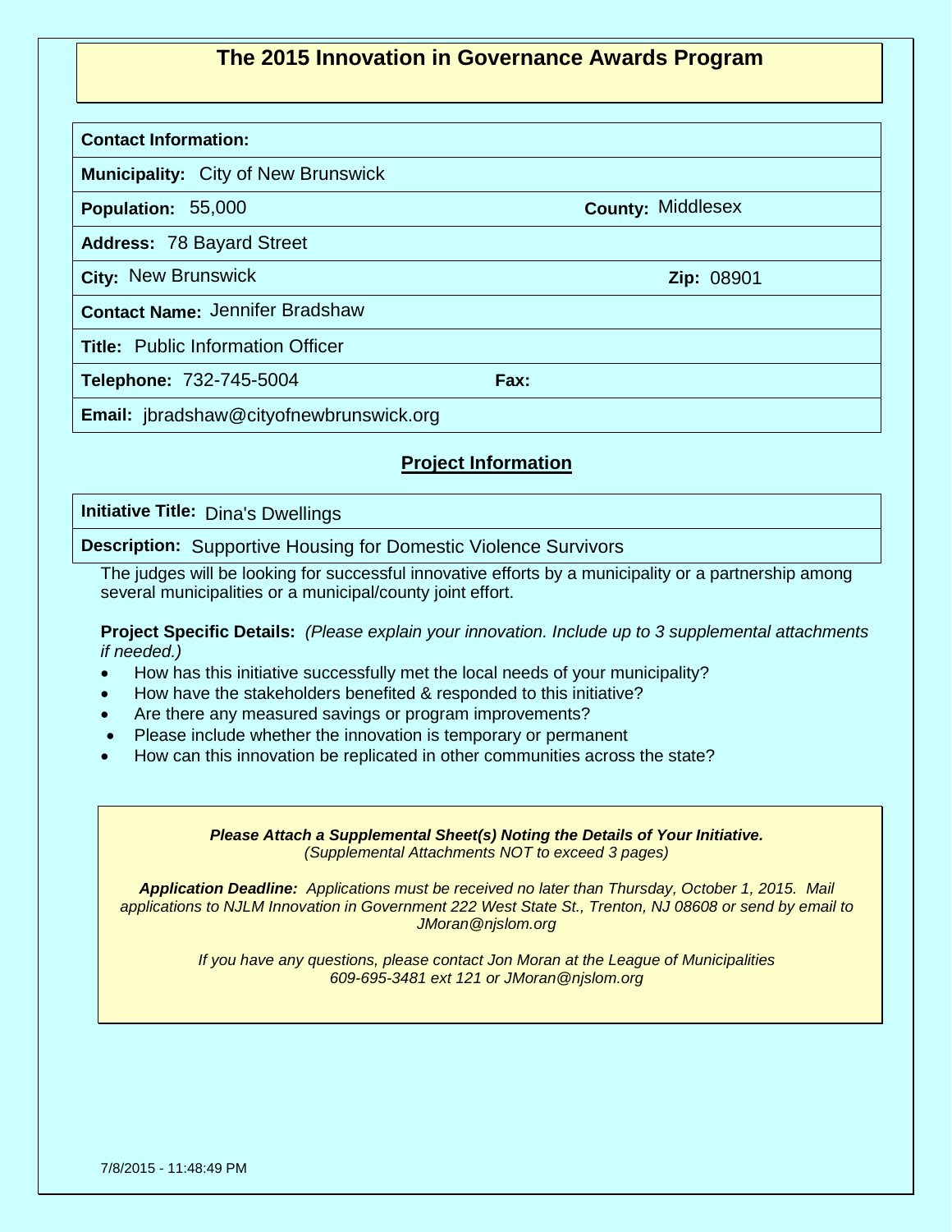# The 2015 Innovation in Governance Awards Program

**Contact Information:**

**Municipality:** City of New Brunswick

**Population:** 55,000 **County:** Middlesex

**Address:** 78 Bayard Street

**City:** New Brunswick **Zip:** 08901

**Contact Name:** Jennifer Bradshaw

**Title:** Public Information Officer

**Telephone:** 732-745-5004 **Fax:**

**Email:** jbradshaw@cityofnewbrunswick.org

## Project Information

**Initiative Title:** Dina's Dwellings

**Description:** Supportive Housing for Domestic Violence Survivors

The judges will be looking for successful innovative efforts by a municipality or a partnership among several municipalities or a municipal/county joint effort.

**Project Specific Details:** *(Please explain your innovation. Include up to 3 supplemental attachments if needed.)*

- How has this initiative successfully met the local needs of your municipality?
- How have the stakeholders benefited & responded to this initiative?
- Are there any measured savings or program improvements?
- Please include whether the innovation is temporary or permanent
- How can this innovation be replicated in other communities across the state?

***Please Attach a Supplemental Sheet(s) Noting the Details of Your Initiative.***
*(Supplemental Attachments NOT to exceed 3 pages)*

***Application Deadline:*** *Applications must be received no later than Thursday, October 1, 2015. Mail applications to NJLM Innovation in Government 222 West State St., Trenton, NJ 08608 or send by email to JMoran@njslom.org*

*If you have any questions, please contact Jon Moran at the League of Municipalities 609-695-3481 ext 121 or JMoran@njslom.org*

7/8/2015 - 11:48:49 PM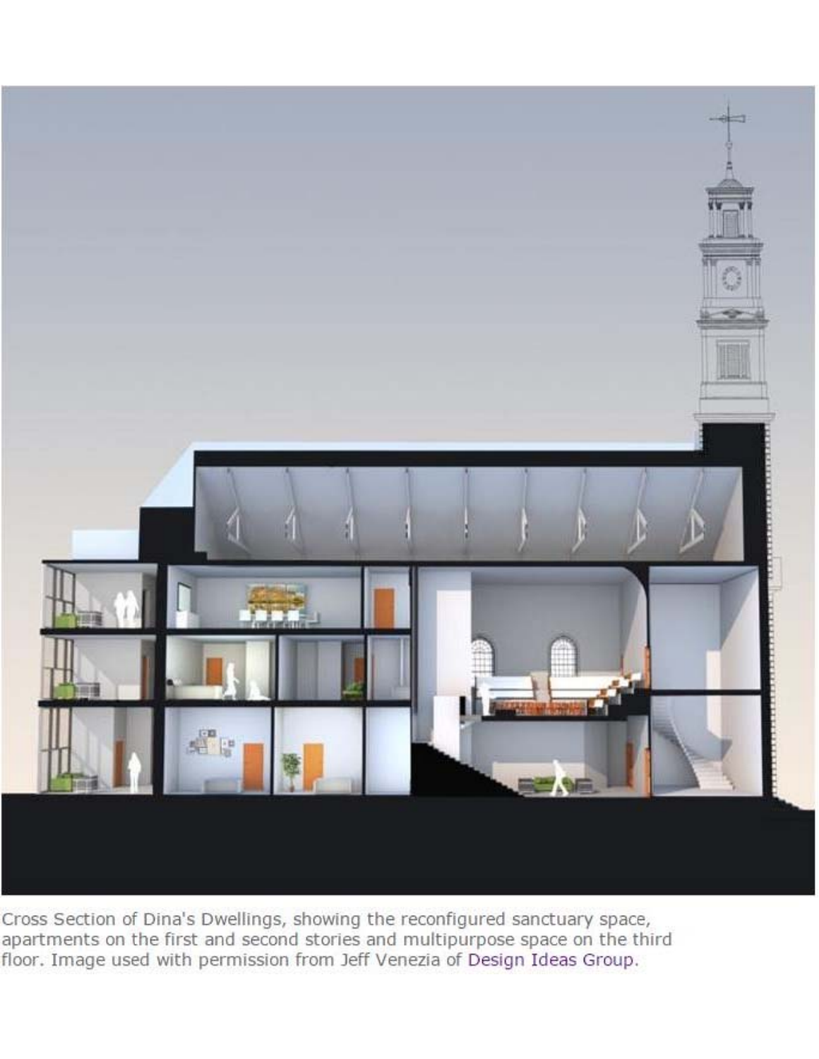Cross Section of Dina's Dwellings, showing the reconfigured sanctuary space, apartments on the first and second stories and multipurpose space on the third floor. Image used with permission from Jeff Venezia of Design Ideas Group.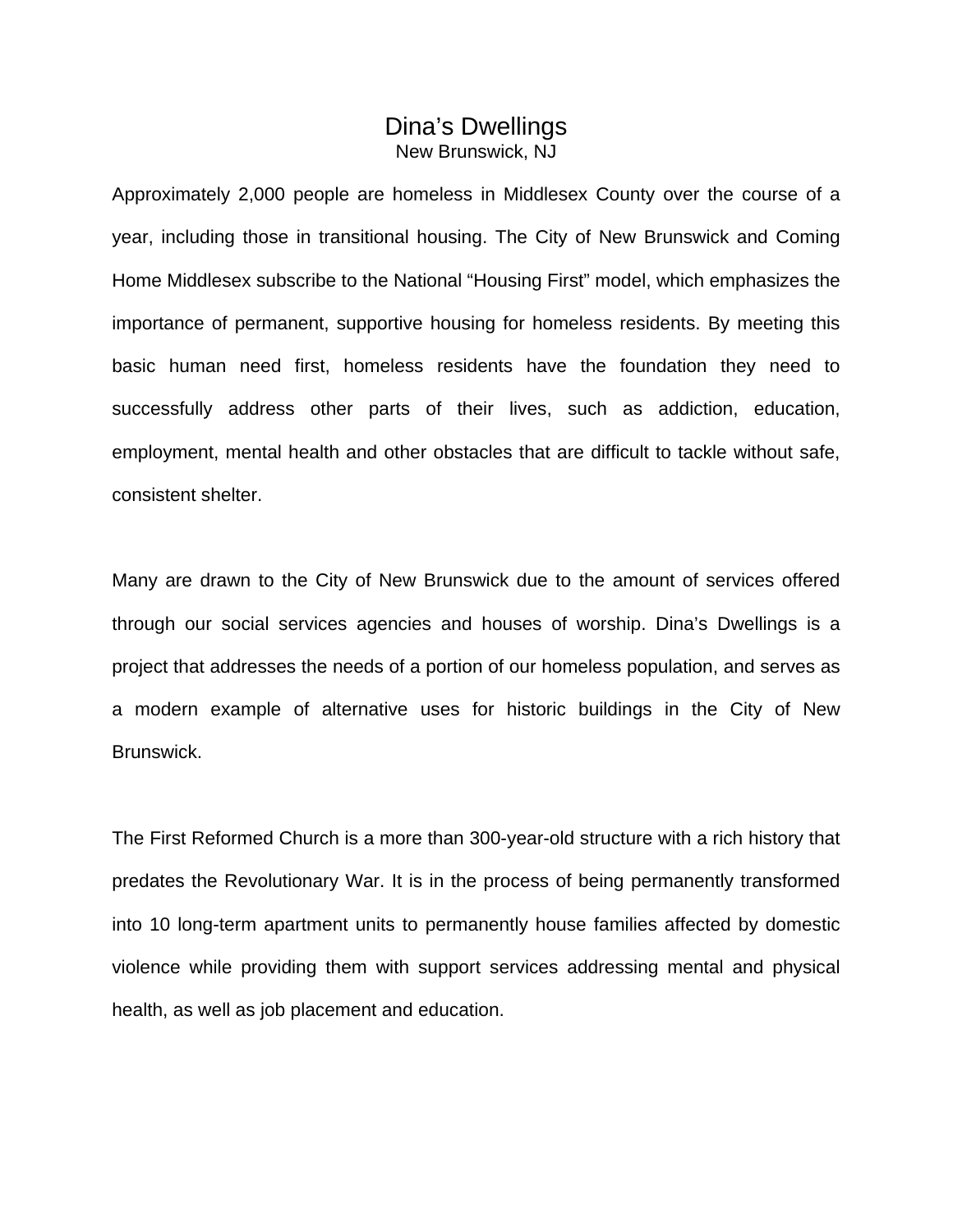# Dina’s Dwellings

New Brunswick, NJ

Approximately 2,000 people are homeless in Middlesex County over the course of a year, including those in transitional housing. The City of New Brunswick and Coming Home Middlesex subscribe to the National “Housing First” model, which emphasizes the importance of permanent, supportive housing for homeless residents. By meeting this basic human need first, homeless residents have the foundation they need to successfully address other parts of their lives, such as addiction, education, employment, mental health and other obstacles that are difficult to tackle without safe, consistent shelter.

Many are drawn to the City of New Brunswick due to the amount of services offered through our social services agencies and houses of worship. Dina’s Dwellings is a project that addresses the needs of a portion of our homeless population, and serves as a modern example of alternative uses for historic buildings in the City of New Brunswick.

The First Reformed Church is a more than 300-year-old structure with a rich history that predates the Revolutionary War. It is in the process of being permanently transformed into 10 long-term apartment units to permanently house families affected by domestic violence while providing them with support services addressing mental and physical health, as well as job placement and education.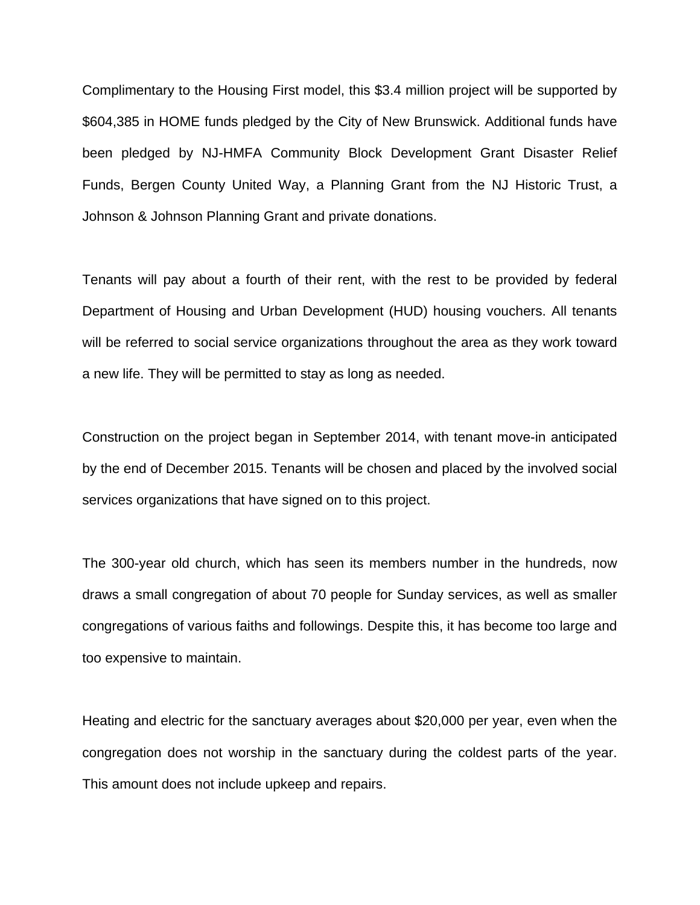Complimentary to the Housing First model, this $3.4 million project will be supported by $604,385 in HOME funds pledged by the City of New Brunswick. Additional funds have been pledged by NJ-HMFA Community Block Development Grant Disaster Relief Funds, Bergen County United Way, a Planning Grant from the NJ Historic Trust, a Johnson & Johnson Planning Grant and private donations.

Tenants will pay about a fourth of their rent, with the rest to be provided by federal Department of Housing and Urban Development (HUD) housing vouchers. All tenants will be referred to social service organizations throughout the area as they work toward a new life. They will be permitted to stay as long as needed.

Construction on the project began in September 2014, with tenant move-in anticipated by the end of December 2015. Tenants will be chosen and placed by the involved social services organizations that have signed on to this project.

The 300-year old church, which has seen its members number in the hundreds, now draws a small congregation of about 70 people for Sunday services, as well as smaller congregations of various faiths and followings. Despite this, it has become too large and too expensive to maintain.

Heating and electric for the sanctuary averages about $20,000 per year, even when the congregation does not worship in the sanctuary during the coldest parts of the year. This amount does not include upkeep and repairs.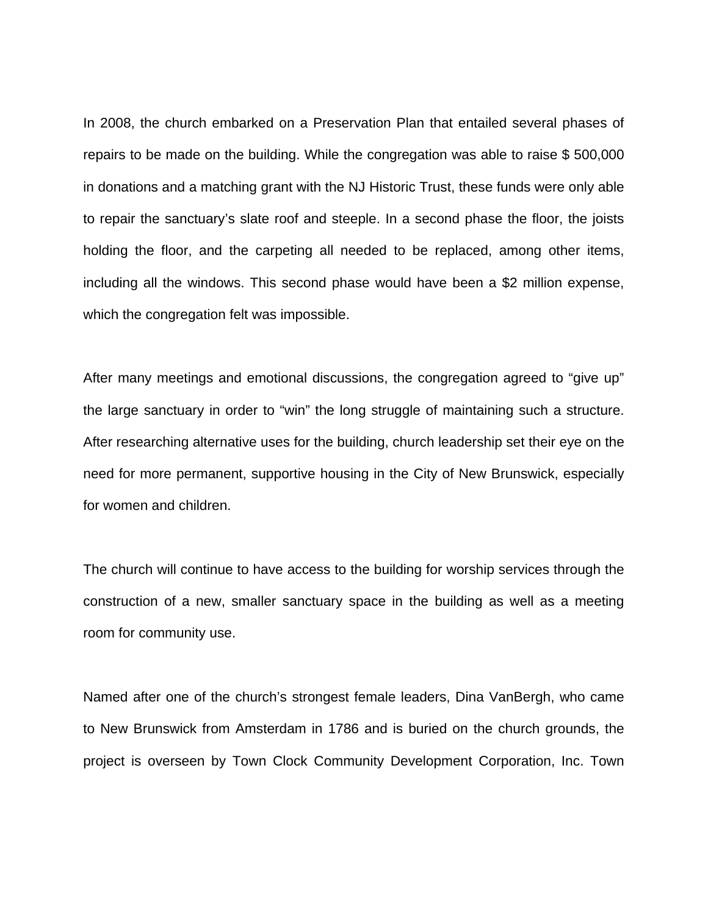In 2008, the church embarked on a Preservation Plan that entailed several phases of repairs to be made on the building. While the congregation was able to raise $ 500,000 in donations and a matching grant with the NJ Historic Trust, these funds were only able to repair the sanctuary's slate roof and steeple. In a second phase the floor, the joists holding the floor, and the carpeting all needed to be replaced, among other items, including all the windows. This second phase would have been a $2 million expense, which the congregation felt was impossible.

After many meetings and emotional discussions, the congregation agreed to "give up" the large sanctuary in order to "win" the long struggle of maintaining such a structure. After researching alternative uses for the building, church leadership set their eye on the need for more permanent, supportive housing in the City of New Brunswick, especially for women and children.

The church will continue to have access to the building for worship services through the construction of a new, smaller sanctuary space in the building as well as a meeting room for community use.

Named after one of the church's strongest female leaders, Dina VanBergh, who came to New Brunswick from Amsterdam in 1786 and is buried on the church grounds, the project is overseen by Town Clock Community Development Corporation, Inc. Town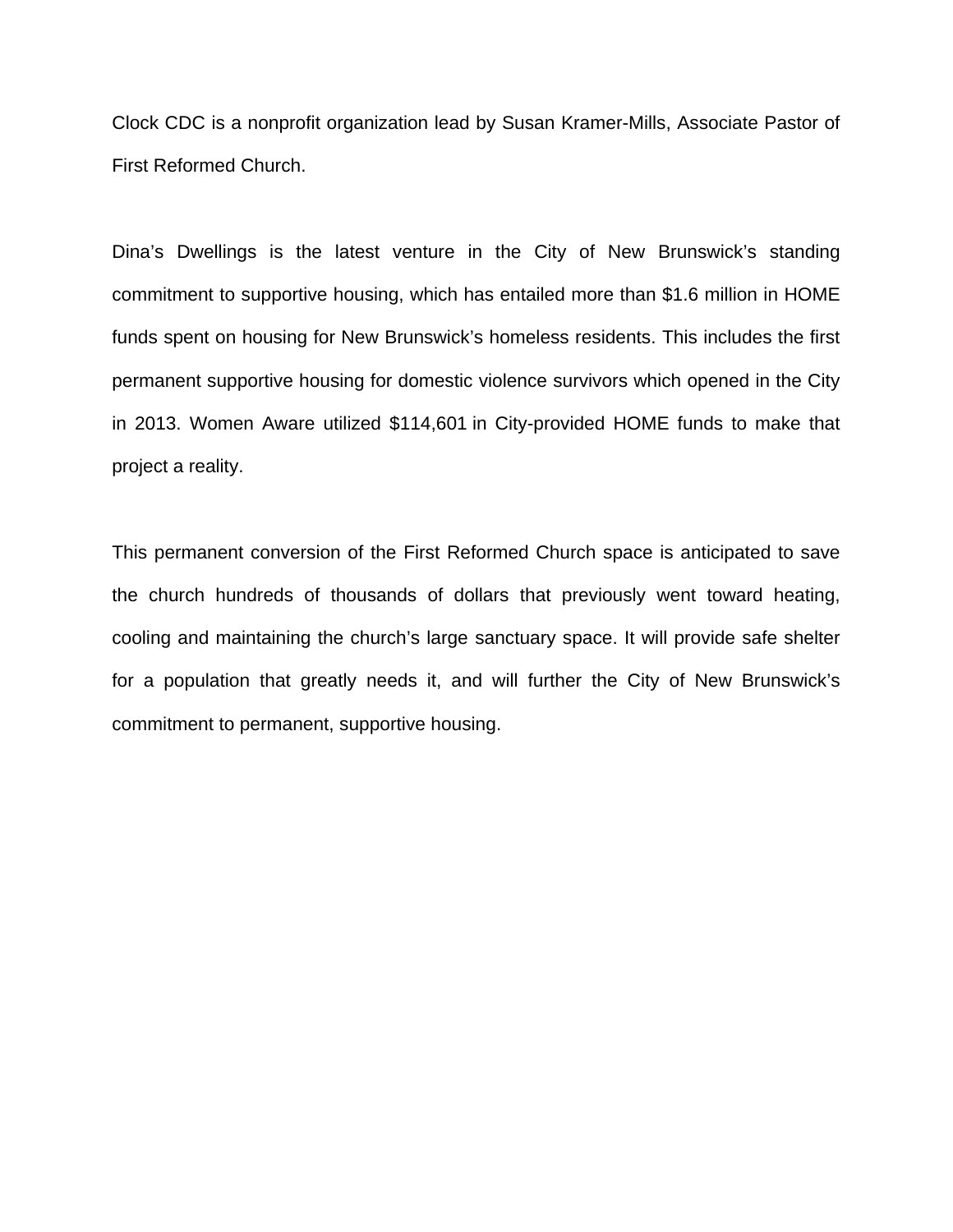Clock CDC is a nonprofit organization lead by Susan Kramer-Mills, Associate Pastor of First Reformed Church.

Dina's Dwellings is the latest venture in the City of New Brunswick's standing commitment to supportive housing, which has entailed more than $1.6 million in HOME funds spent on housing for New Brunswick's homeless residents. This includes the first permanent supportive housing for domestic violence survivors which opened in the City in 2013. Women Aware utilized $114,601 in City-provided HOME funds to make that project a reality.

This permanent conversion of the First Reformed Church space is anticipated to save the church hundreds of thousands of dollars that previously went toward heating, cooling and maintaining the church's large sanctuary space. It will provide safe shelter for a population that greatly needs it, and will further the City of New Brunswick's commitment to permanent, supportive housing.